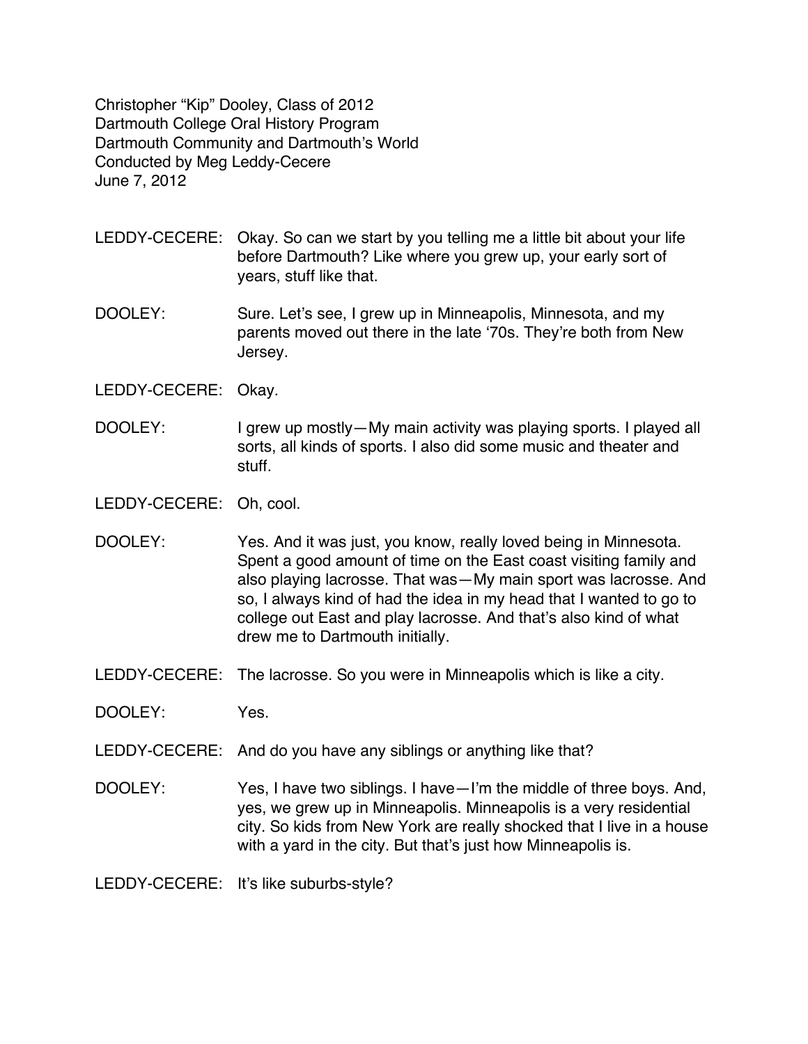Christopher "Kip" Dooley, Class of 2012
Dartmouth College Oral History Program
Dartmouth Community and Dartmouth's World
Conducted by Meg Leddy-Cecere
June 7, 2012

LEDDY-CECERE: Okay. So can we start by you telling me a little bit about your life before Dartmouth? Like where you grew up, your early sort of years, stuff like that.

DOOLEY: Sure. Let's see, I grew up in Minneapolis, Minnesota, and my parents moved out there in the late '70s. They're both from New Jersey.

LEDDY-CECERE: Okay.

DOOLEY: I grew up mostly—My main activity was playing sports. I played all sorts, all kinds of sports. I also did some music and theater and stuff.

LEDDY-CECERE: Oh, cool.

DOOLEY: Yes. And it was just, you know, really loved being in Minnesota. Spent a good amount of time on the East coast visiting family and also playing lacrosse. That was—My main sport was lacrosse. And so, I always kind of had the idea in my head that I wanted to go to college out East and play lacrosse. And that's also kind of what drew me to Dartmouth initially.

LEDDY-CECERE: The lacrosse. So you were in Minneapolis which is like a city.

DOOLEY: Yes.

LEDDY-CECERE: And do you have any siblings or anything like that?

DOOLEY: Yes, I have two siblings. I have—I'm the middle of three boys. And, yes, we grew up in Minneapolis. Minneapolis is a very residential city. So kids from New York are really shocked that I live in a house with a yard in the city. But that's just how Minneapolis is.

LEDDY-CECERE: It's like suburbs-style?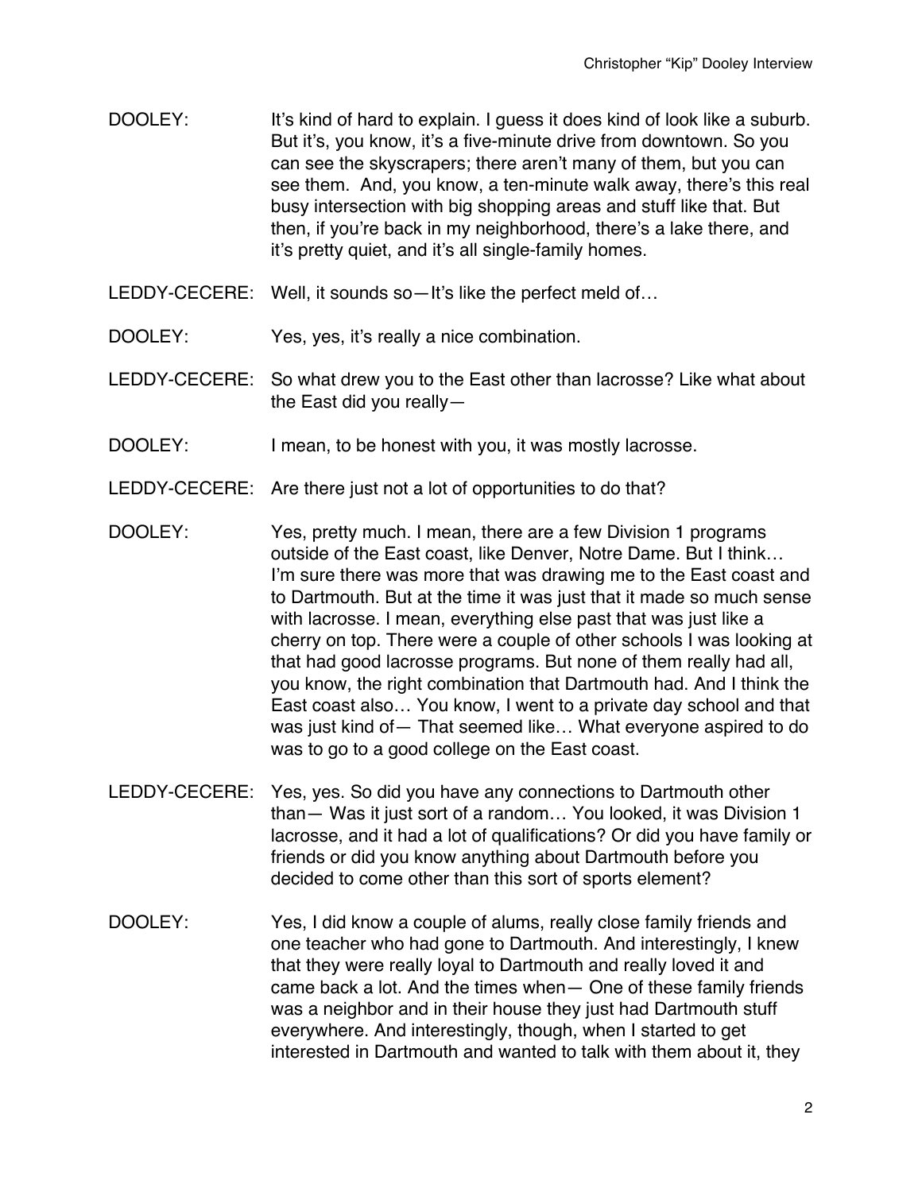DOOLEY: It's kind of hard to explain. I guess it does kind of look like a suburb. But it's, you know, it's a five-minute drive from downtown. So you can see the skyscrapers; there aren't many of them, but you can see them. And, you know, a ten-minute walk away, there's this real busy intersection with big shopping areas and stuff like that. But then, if you're back in my neighborhood, there's a lake there, and it's pretty quiet, and it's all single-family homes.

LEDDY-CECERE: Well, it sounds so—It's like the perfect meld of…

DOOLEY: Yes, yes, it's really a nice combination.

LEDDY-CECERE: So what drew you to the East other than lacrosse? Like what about the East did you really—

DOOLEY: I mean, to be honest with you, it was mostly lacrosse.

LEDDY-CECERE: Are there just not a lot of opportunities to do that?

DOOLEY: Yes, pretty much. I mean, there are a few Division 1 programs outside of the East coast, like Denver, Notre Dame. But I think… I'm sure there was more that was drawing me to the East coast and to Dartmouth. But at the time it was just that it made so much sense with lacrosse. I mean, everything else past that was just like a cherry on top. There were a couple of other schools I was looking at that had good lacrosse programs. But none of them really had all, you know, the right combination that Dartmouth had. And I think the East coast also… You know, I went to a private day school and that was just kind of— That seemed like… What everyone aspired to do was to go to a good college on the East coast.

LEDDY-CECERE: Yes, yes. So did you have any connections to Dartmouth other than— Was it just sort of a random… You looked, it was Division 1 lacrosse, and it had a lot of qualifications? Or did you have family or friends or did you know anything about Dartmouth before you decided to come other than this sort of sports element?

DOOLEY: Yes, I did know a couple of alums, really close family friends and one teacher who had gone to Dartmouth. And interestingly, I knew that they were really loyal to Dartmouth and really loved it and came back a lot. And the times when— One of these family friends was a neighbor and in their house they just had Dartmouth stuff everywhere. And interestingly, though, when I started to get interested in Dartmouth and wanted to talk with them about it, they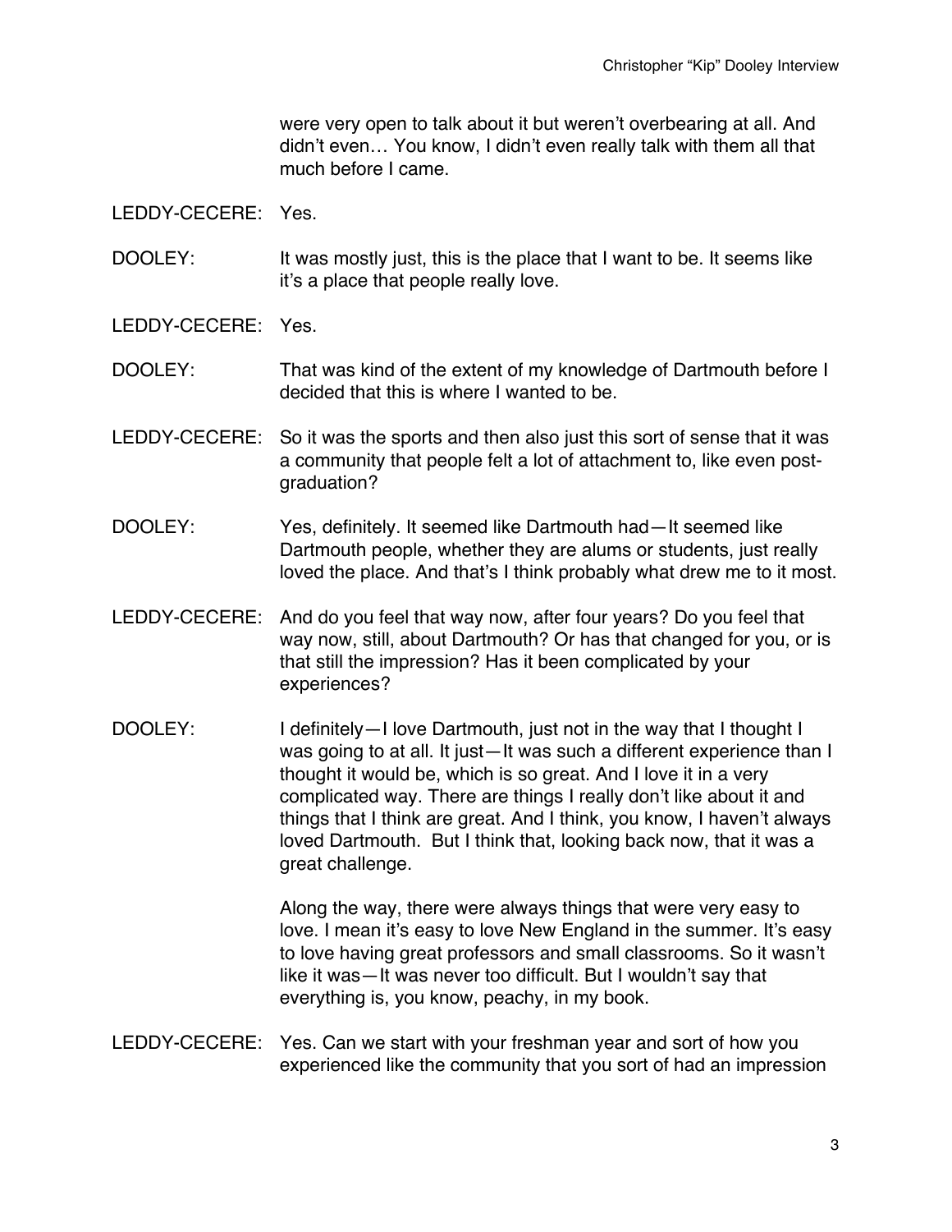were very open to talk about it but weren't overbearing at all. And didn't even… You know, I didn't even really talk with them all that much before I came.

LEDDY-CECERE: Yes.

DOOLEY: It was mostly just, this is the place that I want to be. It seems like it's a place that people really love.

LEDDY-CECERE: Yes.

DOOLEY: That was kind of the extent of my knowledge of Dartmouth before I decided that this is where I wanted to be.

LEDDY-CECERE: So it was the sports and then also just this sort of sense that it was a community that people felt a lot of attachment to, like even post-graduation?

DOOLEY: Yes, definitely. It seemed like Dartmouth had—It seemed like Dartmouth people, whether they are alums or students, just really loved the place. And that's I think probably what drew me to it most.

LEDDY-CECERE: And do you feel that way now, after four years? Do you feel that way now, still, about Dartmouth? Or has that changed for you, or is that still the impression? Has it been complicated by your experiences?

DOOLEY: I definitely—I love Dartmouth, just not in the way that I thought I was going to at all. It just—It was such a different experience than I thought it would be, which is so great. And I love it in a very complicated way. There are things I really don't like about it and things that I think are great. And I think, you know, I haven't always loved Dartmouth. But I think that, looking back now, that it was a great challenge.

Along the way, there were always things that were very easy to love. I mean it's easy to love New England in the summer. It's easy to love having great professors and small classrooms. So it wasn't like it was—It was never too difficult. But I wouldn't say that everything is, you know, peachy, in my book.

LEDDY-CECERE: Yes. Can we start with your freshman year and sort of how you experienced like the community that you sort of had an impression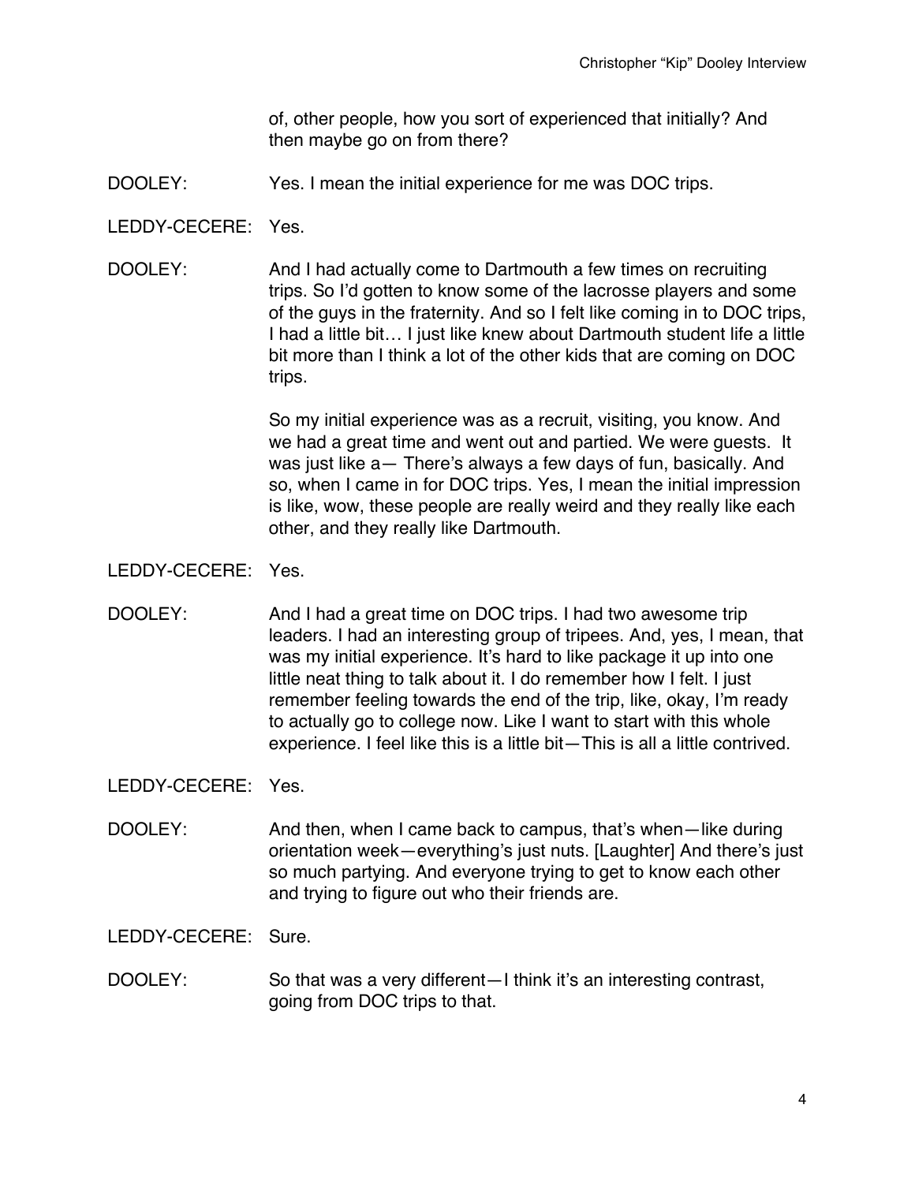of, other people, how you sort of experienced that initially? And then maybe go on from there?

DOOLEY: Yes. I mean the initial experience for me was DOC trips.

LEDDY-CECERE: Yes.

DOOLEY: And I had actually come to Dartmouth a few times on recruiting trips. So I'd gotten to know some of the lacrosse players and some of the guys in the fraternity. And so I felt like coming in to DOC trips, I had a little bit… I just like knew about Dartmouth student life a little bit more than I think a lot of the other kids that are coming on DOC trips.

So my initial experience was as a recruit, visiting, you know. And we had a great time and went out and partied. We were guests. It was just like a— There's always a few days of fun, basically. And so, when I came in for DOC trips. Yes, I mean the initial impression is like, wow, these people are really weird and they really like each other, and they really like Dartmouth.

LEDDY-CECERE: Yes.

DOOLEY: And I had a great time on DOC trips. I had two awesome trip leaders. I had an interesting group of tripees. And, yes, I mean, that was my initial experience. It's hard to like package it up into one little neat thing to talk about it. I do remember how I felt. I just remember feeling towards the end of the trip, like, okay, I'm ready to actually go to college now. Like I want to start with this whole experience. I feel like this is a little bit—This is all a little contrived.

LEDDY-CECERE: Yes.

DOOLEY: And then, when I came back to campus, that's when—like during orientation week—everything's just nuts. [Laughter] And there's just so much partying. And everyone trying to get to know each other and trying to figure out who their friends are.

LEDDY-CECERE: Sure.

DOOLEY: So that was a very different—I think it's an interesting contrast, going from DOC trips to that.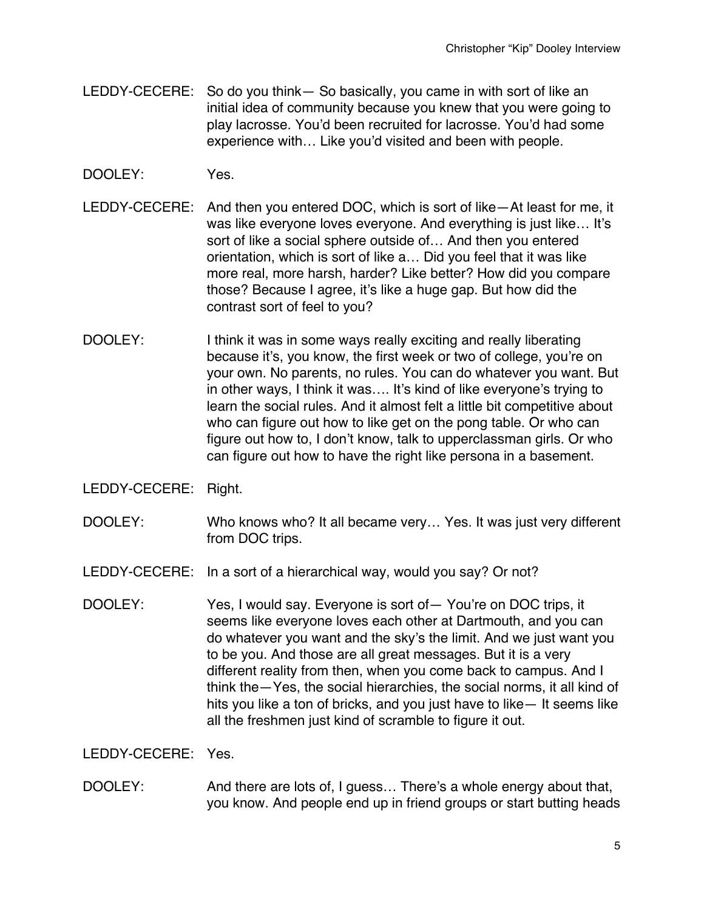LEDDY-CECERE: So do you think— So basically, you came in with sort of like an initial idea of community because you knew that you were going to play lacrosse. You'd been recruited for lacrosse. You'd had some experience with… Like you'd visited and been with people.

DOOLEY: Yes.

LEDDY-CECERE: And then you entered DOC, which is sort of like—At least for me, it was like everyone loves everyone. And everything is just like… It's sort of like a social sphere outside of… And then you entered orientation, which is sort of like a… Did you feel that it was like more real, more harsh, harder? Like better? How did you compare those? Because I agree, it's like a huge gap. But how did the contrast sort of feel to you?

DOOLEY: I think it was in some ways really exciting and really liberating because it's, you know, the first week or two of college, you're on your own. No parents, no rules. You can do whatever you want. But in other ways, I think it was…. It's kind of like everyone's trying to learn the social rules. And it almost felt a little bit competitive about who can figure out how to like get on the pong table. Or who can figure out how to, I don't know, talk to upperclassman girls. Or who can figure out how to have the right like persona in a basement.

LEDDY-CECERE: Right.

DOOLEY: Who knows who? It all became very… Yes. It was just very different from DOC trips.

LEDDY-CECERE: In a sort of a hierarchical way, would you say? Or not?

DOOLEY: Yes, I would say. Everyone is sort of— You're on DOC trips, it seems like everyone loves each other at Dartmouth, and you can do whatever you want and the sky's the limit. And we just want you to be you. And those are all great messages. But it is a very different reality from then, when you come back to campus. And I think the—Yes, the social hierarchies, the social norms, it all kind of hits you like a ton of bricks, and you just have to like— It seems like all the freshmen just kind of scramble to figure it out.

LEDDY-CECERE: Yes.

DOOLEY: And there are lots of, I guess… There's a whole energy about that, you know. And people end up in friend groups or start butting heads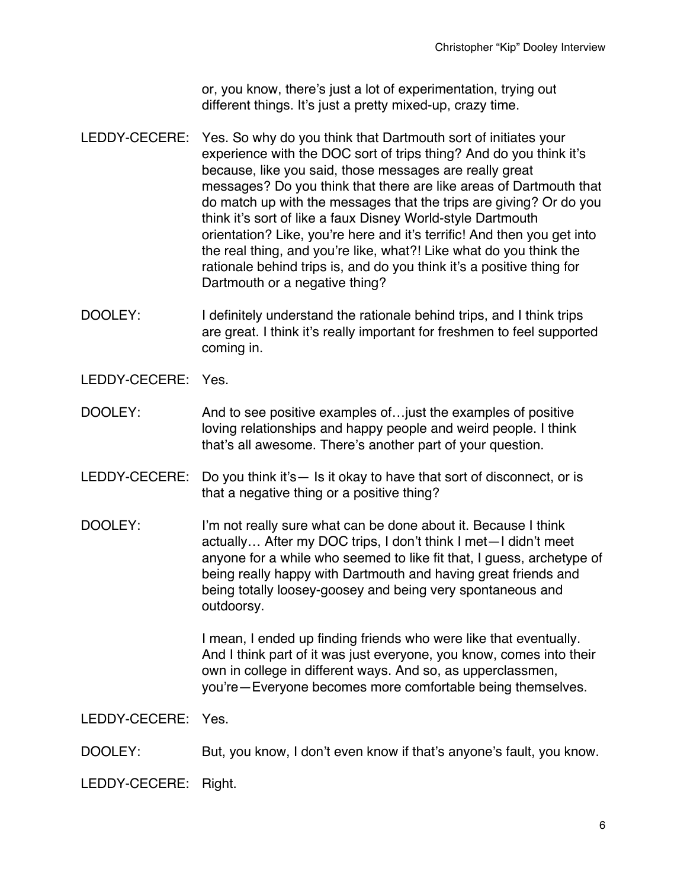or, you know, there's just a lot of experimentation, trying out different things. It's just a pretty mixed-up, crazy time.

LEDDY-CECERE: Yes. So why do you think that Dartmouth sort of initiates your experience with the DOC sort of trips thing? And do you think it's because, like you said, those messages are really great messages? Do you think that there are like areas of Dartmouth that do match up with the messages that the trips are giving? Or do you think it's sort of like a faux Disney World-style Dartmouth orientation? Like, you're here and it's terrific! And then you get into the real thing, and you're like, what?! Like what do you think the rationale behind trips is, and do you think it's a positive thing for Dartmouth or a negative thing?

DOOLEY: I definitely understand the rationale behind trips, and I think trips are great. I think it's really important for freshmen to feel supported coming in.

LEDDY-CECERE: Yes.

DOOLEY: And to see positive examples of…just the examples of positive loving relationships and happy people and weird people. I think that's all awesome. There's another part of your question.

LEDDY-CECERE: Do you think it's— Is it okay to have that sort of disconnect, or is that a negative thing or a positive thing?

DOOLEY: I'm not really sure what can be done about it. Because I think actually… After my DOC trips, I don't think I met—I didn't meet anyone for a while who seemed to like fit that, I guess, archetype of being really happy with Dartmouth and having great friends and being totally loosey-goosey and being very spontaneous and outdoorsy.

I mean, I ended up finding friends who were like that eventually. And I think part of it was just everyone, you know, comes into their own in college in different ways. And so, as upperclassmen, you're—Everyone becomes more comfortable being themselves.

LEDDY-CECERE: Yes.

DOOLEY: But, you know, I don't even know if that's anyone's fault, you know.

LEDDY-CECERE: Right.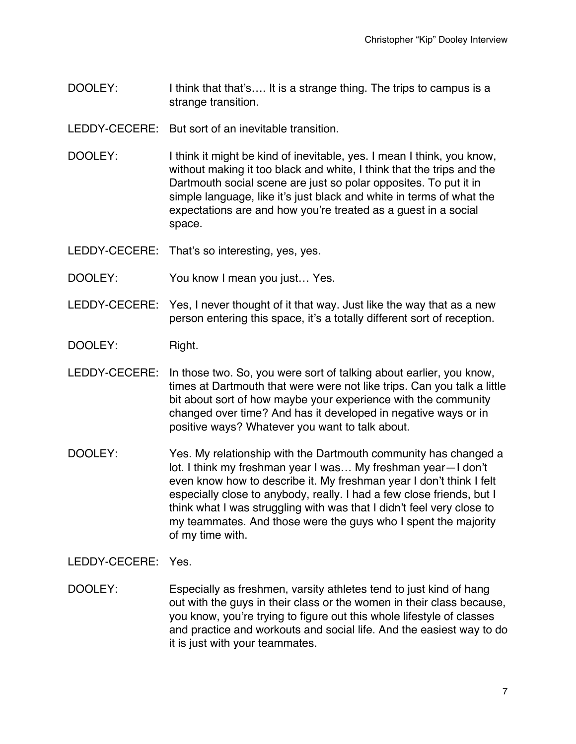DOOLEY: I think that that's…. It is a strange thing. The trips to campus is a strange transition.

LEDDY-CECERE: But sort of an inevitable transition.

DOOLEY: I think it might be kind of inevitable, yes. I mean I think, you know, without making it too black and white, I think that the trips and the Dartmouth social scene are just so polar opposites. To put it in simple language, like it's just black and white in terms of what the expectations are and how you're treated as a guest in a social space.

LEDDY-CECERE: That's so interesting, yes, yes.

DOOLEY: You know I mean you just… Yes.

LEDDY-CECERE: Yes, I never thought of it that way. Just like the way that as a new person entering this space, it's a totally different sort of reception.

DOOLEY: Right.

LEDDY-CECERE: In those two. So, you were sort of talking about earlier, you know, times at Dartmouth that were were not like trips. Can you talk a little bit about sort of how maybe your experience with the community changed over time? And has it developed in negative ways or in positive ways? Whatever you want to talk about.

DOOLEY: Yes. My relationship with the Dartmouth community has changed a lot. I think my freshman year I was… My freshman year—I don't even know how to describe it. My freshman year I don't think I felt especially close to anybody, really. I had a few close friends, but I think what I was struggling with was that I didn't feel very close to my teammates. And those were the guys who I spent the majority of my time with.

LEDDY-CECERE: Yes.

DOOLEY: Especially as freshmen, varsity athletes tend to just kind of hang out with the guys in their class or the women in their class because, you know, you're trying to figure out this whole lifestyle of classes and practice and workouts and social life. And the easiest way to do it is just with your teammates.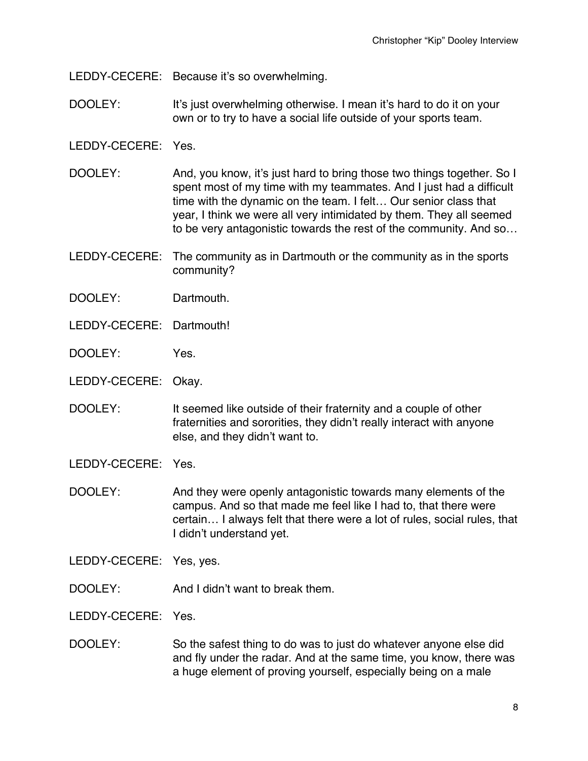LEDDY-CECERE: Because it's so overwhelming.

DOOLEY: It's just overwhelming otherwise. I mean it's hard to do it on your own or to try to have a social life outside of your sports team.

LEDDY-CECERE: Yes.

DOOLEY: And, you know, it's just hard to bring those two things together. So I spent most of my time with my teammates. And I just had a difficult time with the dynamic on the team. I felt… Our senior class that year, I think we were all very intimidated by them. They all seemed to be very antagonistic towards the rest of the community. And so…

LEDDY-CECERE: The community as in Dartmouth or the community as in the sports community?

DOOLEY: Dartmouth.

LEDDY-CECERE: Dartmouth!

DOOLEY: Yes.

LEDDY-CECERE: Okay.

DOOLEY: It seemed like outside of their fraternity and a couple of other fraternities and sororities, they didn't really interact with anyone else, and they didn't want to.

LEDDY-CECERE: Yes.

DOOLEY: And they were openly antagonistic towards many elements of the campus. And so that made me feel like I had to, that there were certain… I always felt that there were a lot of rules, social rules, that I didn't understand yet.

LEDDY-CECERE: Yes, yes.

DOOLEY: And I didn't want to break them.

LEDDY-CECERE: Yes.

DOOLEY: So the safest thing to do was to just do whatever anyone else did and fly under the radar. And at the same time, you know, there was a huge element of proving yourself, especially being on a male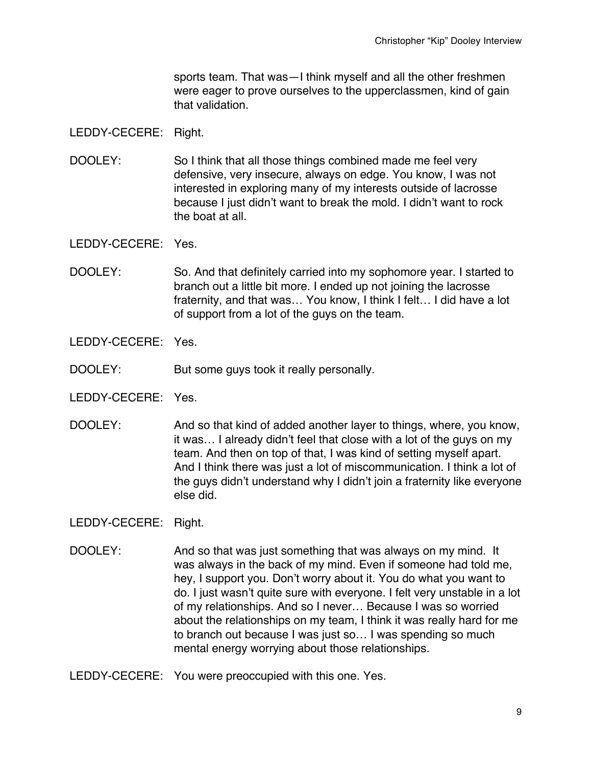sports team. That was—I think myself and all the other freshmen were eager to prove ourselves to the upperclassmen, kind of gain that validation.

LEDDY-CECERE: Right.

DOOLEY: So I think that all those things combined made me feel very defensive, very insecure, always on edge. You know, I was not interested in exploring many of my interests outside of lacrosse because I just didn't want to break the mold. I didn't want to rock the boat at all.

LEDDY-CECERE: Yes.

DOOLEY: So. And that definitely carried into my sophomore year. I started to branch out a little bit more. I ended up not joining the lacrosse fraternity, and that was… You know, I think I felt… I did have a lot of support from a lot of the guys on the team.

LEDDY-CECERE: Yes.

DOOLEY: But some guys took it really personally.

LEDDY-CECERE: Yes.

DOOLEY: And so that kind of added another layer to things, where, you know, it was… I already didn't feel that close with a lot of the guys on my team. And then on top of that, I was kind of setting myself apart. And I think there was just a lot of miscommunication. I think a lot of the guys didn't understand why I didn't join a fraternity like everyone else did.

LEDDY-CECERE: Right.

DOOLEY: And so that was just something that was always on my mind. It was always in the back of my mind. Even if someone had told me, hey, I support you. Don't worry about it. You do what you want to do. I just wasn't quite sure with everyone. I felt very unstable in a lot of my relationships. And so I never… Because I was so worried about the relationships on my team, I think it was really hard for me to branch out because I was just so… I was spending so much mental energy worrying about those relationships.

LEDDY-CECERE: You were preoccupied with this one. Yes.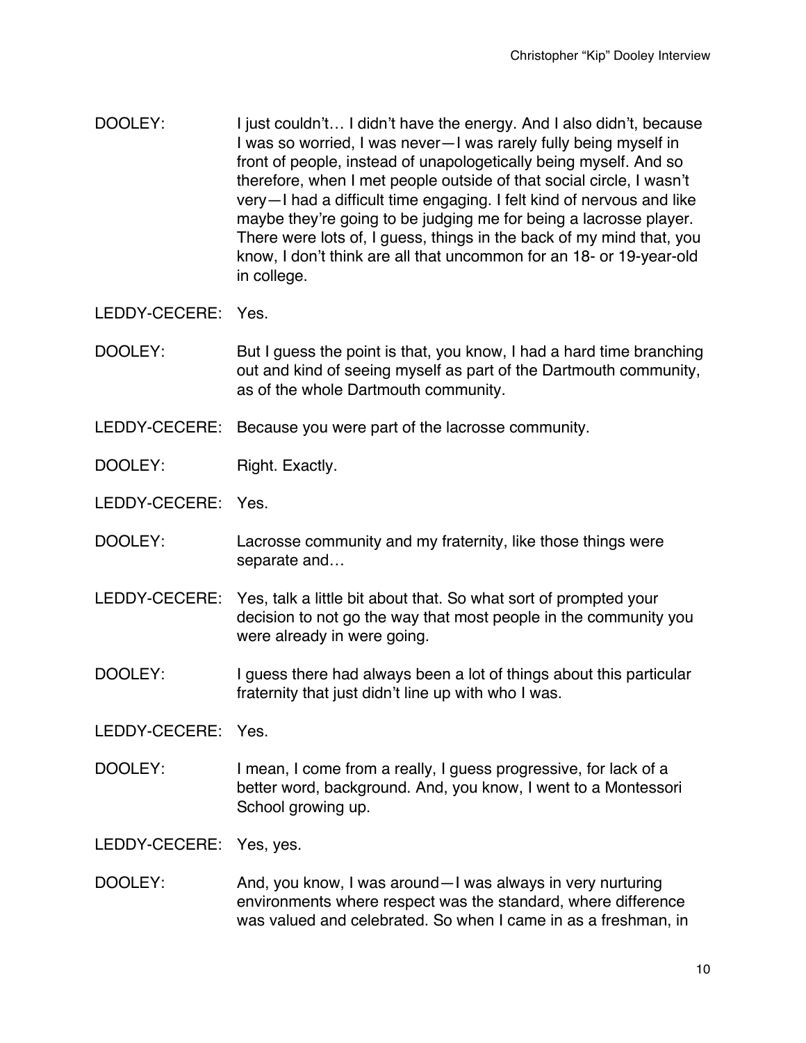DOOLEY: I just couldn't… I didn't have the energy. And I also didn't, because I was so worried, I was never—I was rarely fully being myself in front of people, instead of unapologetically being myself. And so therefore, when I met people outside of that social circle, I wasn't very—I had a difficult time engaging. I felt kind of nervous and like maybe they're going to be judging me for being a lacrosse player. There were lots of, I guess, things in the back of my mind that, you know, I don't think are all that uncommon for an 18- or 19-year-old in college.

LEDDY-CECERE: Yes.

DOOLEY: But I guess the point is that, you know, I had a hard time branching out and kind of seeing myself as part of the Dartmouth community, as of the whole Dartmouth community.

LEDDY-CECERE: Because you were part of the lacrosse community.

DOOLEY: Right. Exactly.

LEDDY-CECERE: Yes.

DOOLEY: Lacrosse community and my fraternity, like those things were separate and…

LEDDY-CECERE: Yes, talk a little bit about that. So what sort of prompted your decision to not go the way that most people in the community you were already in were going.

DOOLEY: I guess there had always been a lot of things about this particular fraternity that just didn't line up with who I was.

LEDDY-CECERE: Yes.

DOOLEY: I mean, I come from a really, I guess progressive, for lack of a better word, background. And, you know, I went to a Montessori School growing up.

LEDDY-CECERE: Yes, yes.

DOOLEY: And, you know, I was around—I was always in very nurturing environments where respect was the standard, where difference was valued and celebrated. So when I came in as a freshman, in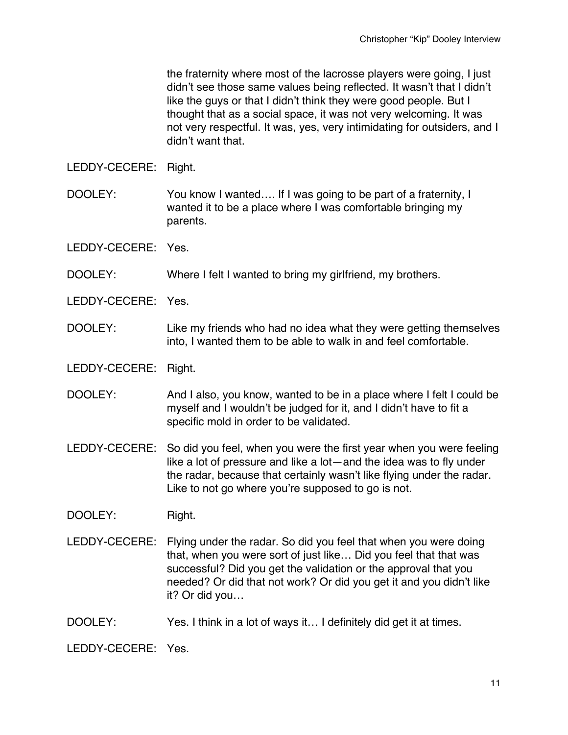the fraternity where most of the lacrosse players were going, I just didn't see those same values being reflected. It wasn't that I didn't like the guys or that I didn't think they were good people. But I thought that as a social space, it was not very welcoming. It was not very respectful. It was, yes, very intimidating for outsiders, and I didn't want that.

LEDDY-CECERE: Right.

DOOLEY: You know I wanted…. If I was going to be part of a fraternity, I wanted it to be a place where I was comfortable bringing my parents.

LEDDY-CECERE: Yes.

DOOLEY: Where I felt I wanted to bring my girlfriend, my brothers.

LEDDY-CECERE: Yes.

DOOLEY: Like my friends who had no idea what they were getting themselves into, I wanted them to be able to walk in and feel comfortable.

LEDDY-CECERE: Right.

DOOLEY: And I also, you know, wanted to be in a place where I felt I could be myself and I wouldn't be judged for it, and I didn't have to fit a specific mold in order to be validated.

LEDDY-CECERE: So did you feel, when you were the first year when you were feeling like a lot of pressure and like a lot—and the idea was to fly under the radar, because that certainly wasn't like flying under the radar. Like to not go where you're supposed to go is not.

DOOLEY: Right.

LEDDY-CECERE: Flying under the radar. So did you feel that when you were doing that, when you were sort of just like… Did you feel that that was successful? Did you get the validation or the approval that you needed? Or did that not work? Or did you get it and you didn't like it? Or did you…

DOOLEY: Yes. I think in a lot of ways it… I definitely did get it at times.

LEDDY-CECERE: Yes.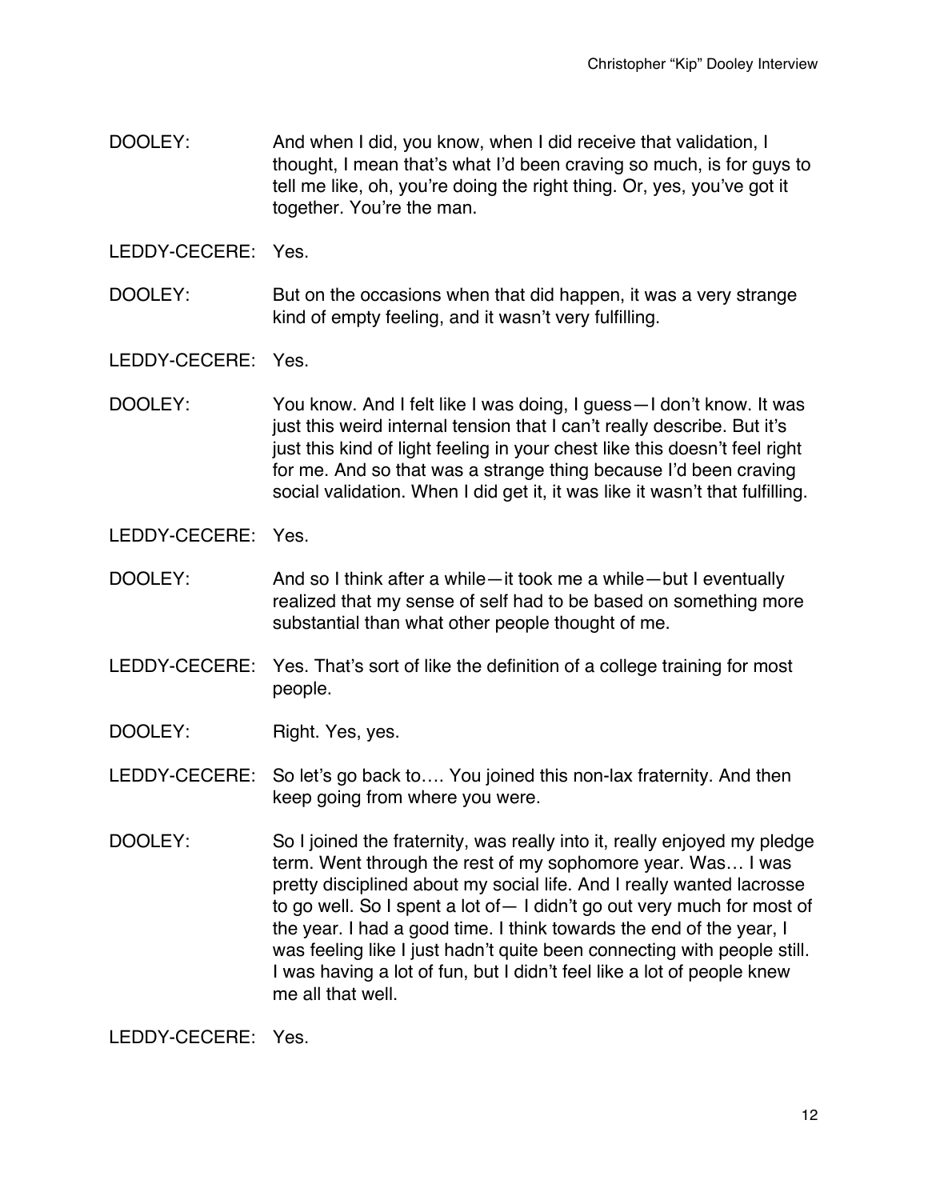DOOLEY: And when I did, you know, when I did receive that validation, I thought, I mean that's what I'd been craving so much, is for guys to tell me like, oh, you're doing the right thing. Or, yes, you've got it together. You're the man.

LEDDY-CECERE: Yes.

DOOLEY: But on the occasions when that did happen, it was a very strange kind of empty feeling, and it wasn't very fulfilling.

LEDDY-CECERE: Yes.

DOOLEY: You know. And I felt like I was doing, I guess—I don't know. It was just this weird internal tension that I can't really describe. But it's just this kind of light feeling in your chest like this doesn't feel right for me. And so that was a strange thing because I'd been craving social validation. When I did get it, it was like it wasn't that fulfilling.

LEDDY-CECERE: Yes.

DOOLEY: And so I think after a while—it took me a while—but I eventually realized that my sense of self had to be based on something more substantial than what other people thought of me.

LEDDY-CECERE: Yes. That's sort of like the definition of a college training for most people.

DOOLEY: Right. Yes, yes.

LEDDY-CECERE: So let's go back to…. You joined this non-lax fraternity. And then keep going from where you were.

DOOLEY: So I joined the fraternity, was really into it, really enjoyed my pledge term. Went through the rest of my sophomore year. Was… I was pretty disciplined about my social life. And I really wanted lacrosse to go well. So I spent a lot of— I didn't go out very much for most of the year. I had a good time. I think towards the end of the year, I was feeling like I just hadn't quite been connecting with people still. I was having a lot of fun, but I didn't feel like a lot of people knew me all that well.

LEDDY-CECERE: Yes.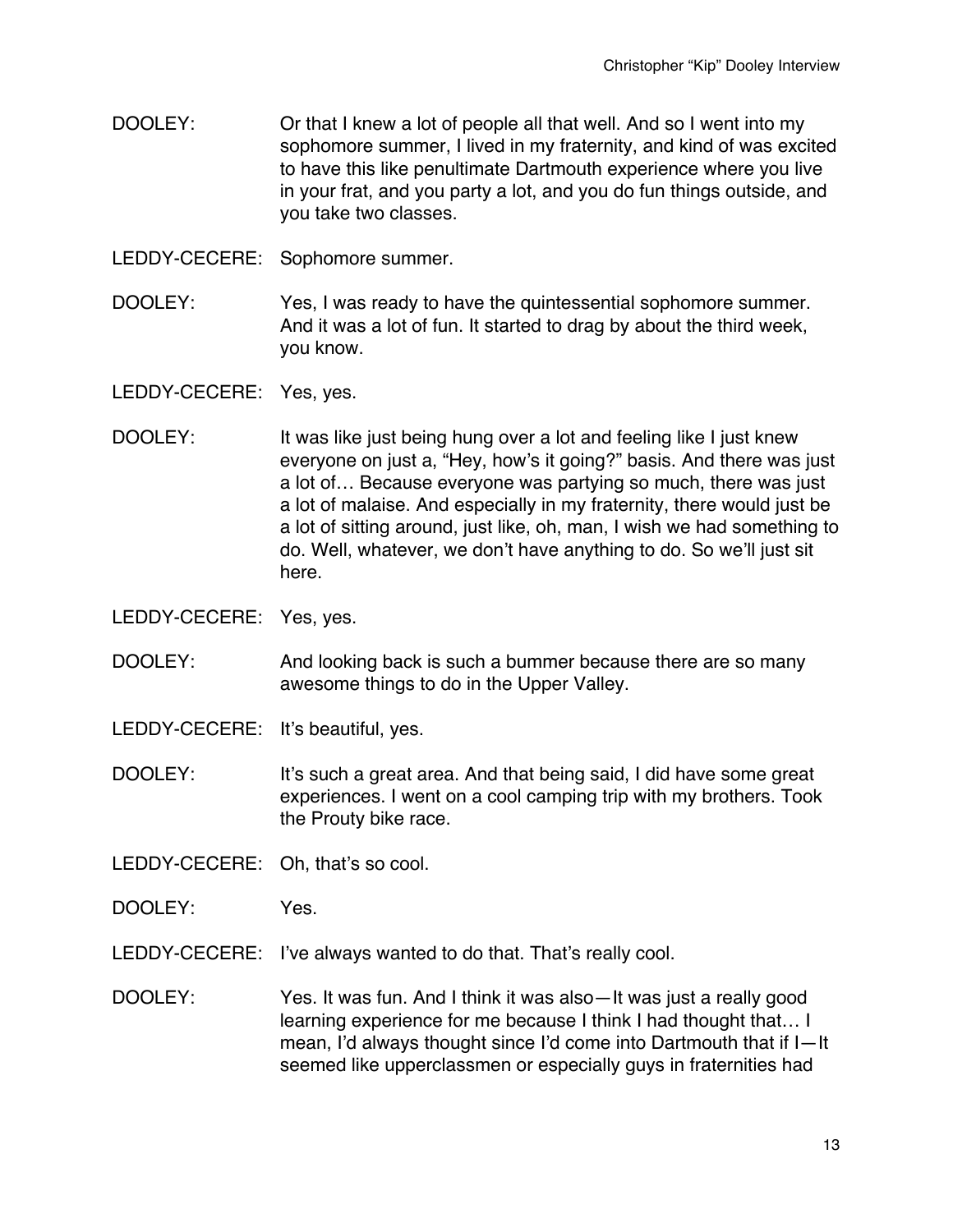DOOLEY: Or that I knew a lot of people all that well. And so I went into my sophomore summer, I lived in my fraternity, and kind of was excited to have this like penultimate Dartmouth experience where you live in your frat, and you party a lot, and you do fun things outside, and you take two classes.

LEDDY-CECERE: Sophomore summer.

DOOLEY: Yes, I was ready to have the quintessential sophomore summer. And it was a lot of fun. It started to drag by about the third week, you know.

LEDDY-CECERE: Yes, yes.

DOOLEY: It was like just being hung over a lot and feeling like I just knew everyone on just a, "Hey, how's it going?" basis. And there was just a lot of… Because everyone was partying so much, there was just a lot of malaise. And especially in my fraternity, there would just be a lot of sitting around, just like, oh, man, I wish we had something to do. Well, whatever, we don't have anything to do. So we'll just sit here.

LEDDY-CECERE: Yes, yes.

DOOLEY: And looking back is such a bummer because there are so many awesome things to do in the Upper Valley.

LEDDY-CECERE: It's beautiful, yes.

DOOLEY: It's such a great area. And that being said, I did have some great experiences. I went on a cool camping trip with my brothers. Took the Prouty bike race.

LEDDY-CECERE: Oh, that's so cool.

DOOLEY: Yes.

LEDDY-CECERE: I've always wanted to do that. That's really cool.

DOOLEY: Yes. It was fun. And I think it was also—It was just a really good learning experience for me because I think I had thought that… I mean, I'd always thought since I'd come into Dartmouth that if I—It seemed like upperclassmen or especially guys in fraternities had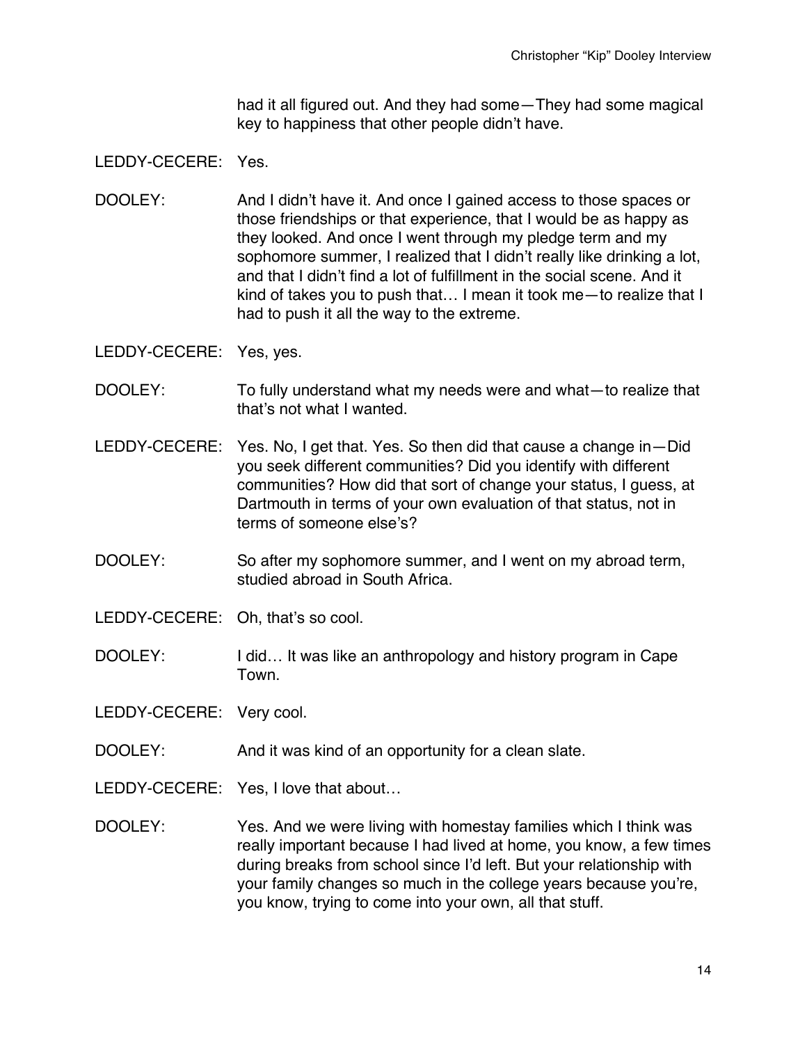had it all figured out. And they had some—They had some magical key to happiness that other people didn't have.

LEDDY-CECERE: Yes.

DOOLEY: And I didn't have it. And once I gained access to those spaces or those friendships or that experience, that I would be as happy as they looked. And once I went through my pledge term and my sophomore summer, I realized that I didn't really like drinking a lot, and that I didn't find a lot of fulfillment in the social scene. And it kind of takes you to push that… I mean it took me—to realize that I had to push it all the way to the extreme.

LEDDY-CECERE: Yes, yes.

DOOLEY: To fully understand what my needs were and what—to realize that that's not what I wanted.

LEDDY-CECERE: Yes. No, I get that. Yes. So then did that cause a change in—Did you seek different communities? Did you identify with different communities? How did that sort of change your status, I guess, at Dartmouth in terms of your own evaluation of that status, not in terms of someone else's?

DOOLEY: So after my sophomore summer, and I went on my abroad term, studied abroad in South Africa.

LEDDY-CECERE: Oh, that's so cool.

DOOLEY: I did… It was like an anthropology and history program in Cape Town.

LEDDY-CECERE: Very cool.

DOOLEY: And it was kind of an opportunity for a clean slate.

LEDDY-CECERE: Yes, I love that about…

DOOLEY: Yes. And we were living with homestay families which I think was really important because I had lived at home, you know, a few times during breaks from school since I'd left. But your relationship with your family changes so much in the college years because you're, you know, trying to come into your own, all that stuff.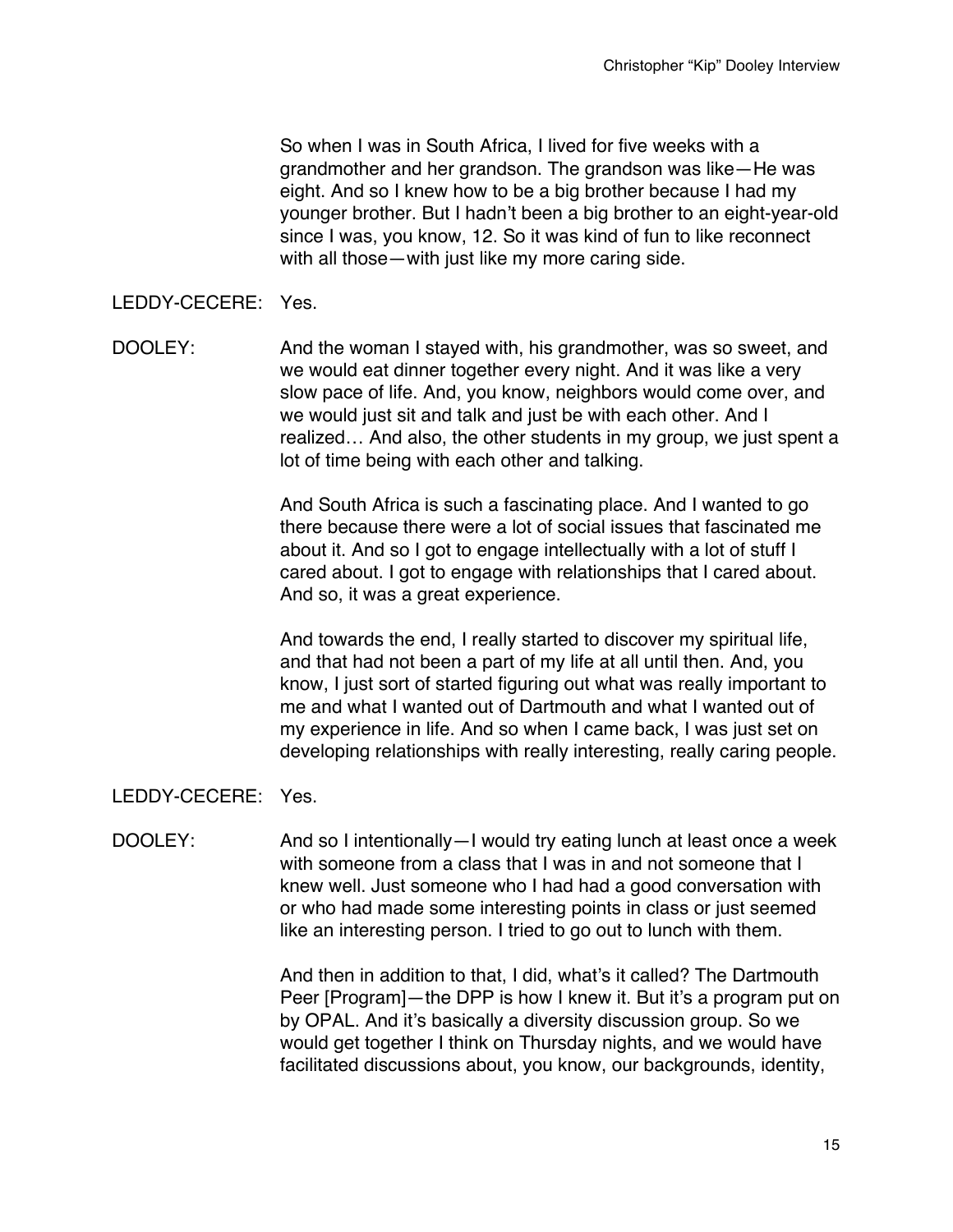So when I was in South Africa, I lived for five weeks with a grandmother and her grandson. The grandson was like—He was eight. And so I knew how to be a big brother because I had my younger brother. But I hadn't been a big brother to an eight-year-old since I was, you know, 12. So it was kind of fun to like reconnect with all those—with just like my more caring side.

LEDDY-CECERE: Yes.

DOOLEY: And the woman I stayed with, his grandmother, was so sweet, and we would eat dinner together every night. And it was like a very slow pace of life. And, you know, neighbors would come over, and we would just sit and talk and just be with each other. And I realized… And also, the other students in my group, we just spent a lot of time being with each other and talking.

And South Africa is such a fascinating place. And I wanted to go there because there were a lot of social issues that fascinated me about it. And so I got to engage intellectually with a lot of stuff I cared about. I got to engage with relationships that I cared about. And so, it was a great experience.

And towards the end, I really started to discover my spiritual life, and that had not been a part of my life at all until then. And, you know, I just sort of started figuring out what was really important to me and what I wanted out of Dartmouth and what I wanted out of my experience in life. And so when I came back, I was just set on developing relationships with really interesting, really caring people.

LEDDY-CECERE: Yes.

DOOLEY: And so I intentionally—I would try eating lunch at least once a week with someone from a class that I was in and not someone that I knew well. Just someone who I had had a good conversation with or who had made some interesting points in class or just seemed like an interesting person. I tried to go out to lunch with them.

And then in addition to that, I did, what's it called? The Dartmouth Peer [Program]—the DPP is how I knew it. But it's a program put on by OPAL. And it's basically a diversity discussion group. So we would get together I think on Thursday nights, and we would have facilitated discussions about, you know, our backgrounds, identity,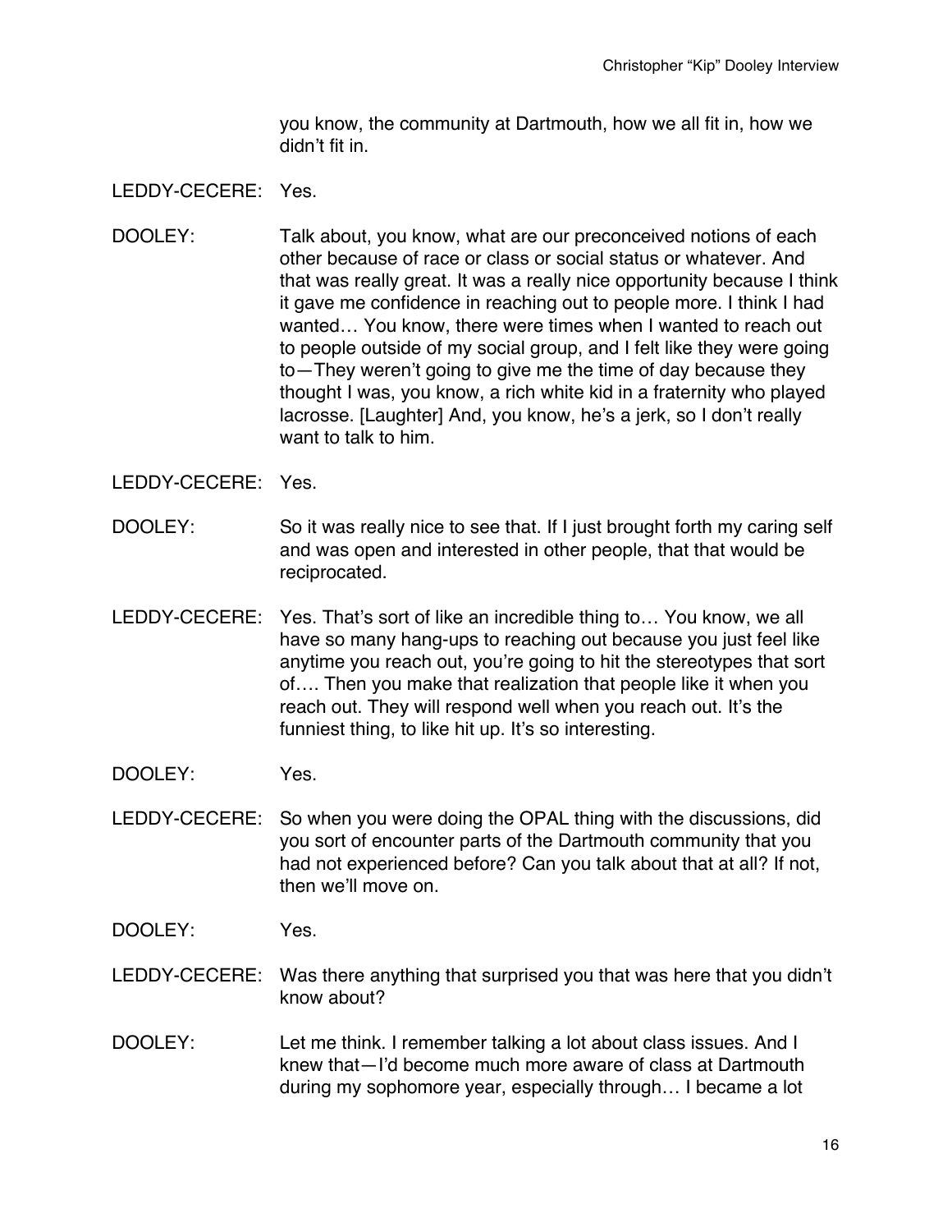you know, the community at Dartmouth, how we all fit in, how we didn't fit in.

LEDDY-CECERE: Yes.

DOOLEY: Talk about, you know, what are our preconceived notions of each other because of race or class or social status or whatever. And that was really great. It was a really nice opportunity because I think it gave me confidence in reaching out to people more. I think I had wanted… You know, there were times when I wanted to reach out to people outside of my social group, and I felt like they were going to—They weren't going to give me the time of day because they thought I was, you know, a rich white kid in a fraternity who played lacrosse. [Laughter] And, you know, he's a jerk, so I don't really want to talk to him.

LEDDY-CECERE: Yes.

DOOLEY: So it was really nice to see that. If I just brought forth my caring self and was open and interested in other people, that that would be reciprocated.

LEDDY-CECERE: Yes. That's sort of like an incredible thing to… You know, we all have so many hang-ups to reaching out because you just feel like anytime you reach out, you're going to hit the stereotypes that sort of…. Then you make that realization that people like it when you reach out. They will respond well when you reach out. It's the funniest thing, to like hit up. It's so interesting.

DOOLEY: Yes.

LEDDY-CECERE: So when you were doing the OPAL thing with the discussions, did you sort of encounter parts of the Dartmouth community that you had not experienced before? Can you talk about that at all? If not, then we'll move on.

DOOLEY: Yes.

LEDDY-CECERE: Was there anything that surprised you that was here that you didn't know about?

DOOLEY: Let me think. I remember talking a lot about class issues. And I knew that—I'd become much more aware of class at Dartmouth during my sophomore year, especially through… I became a lot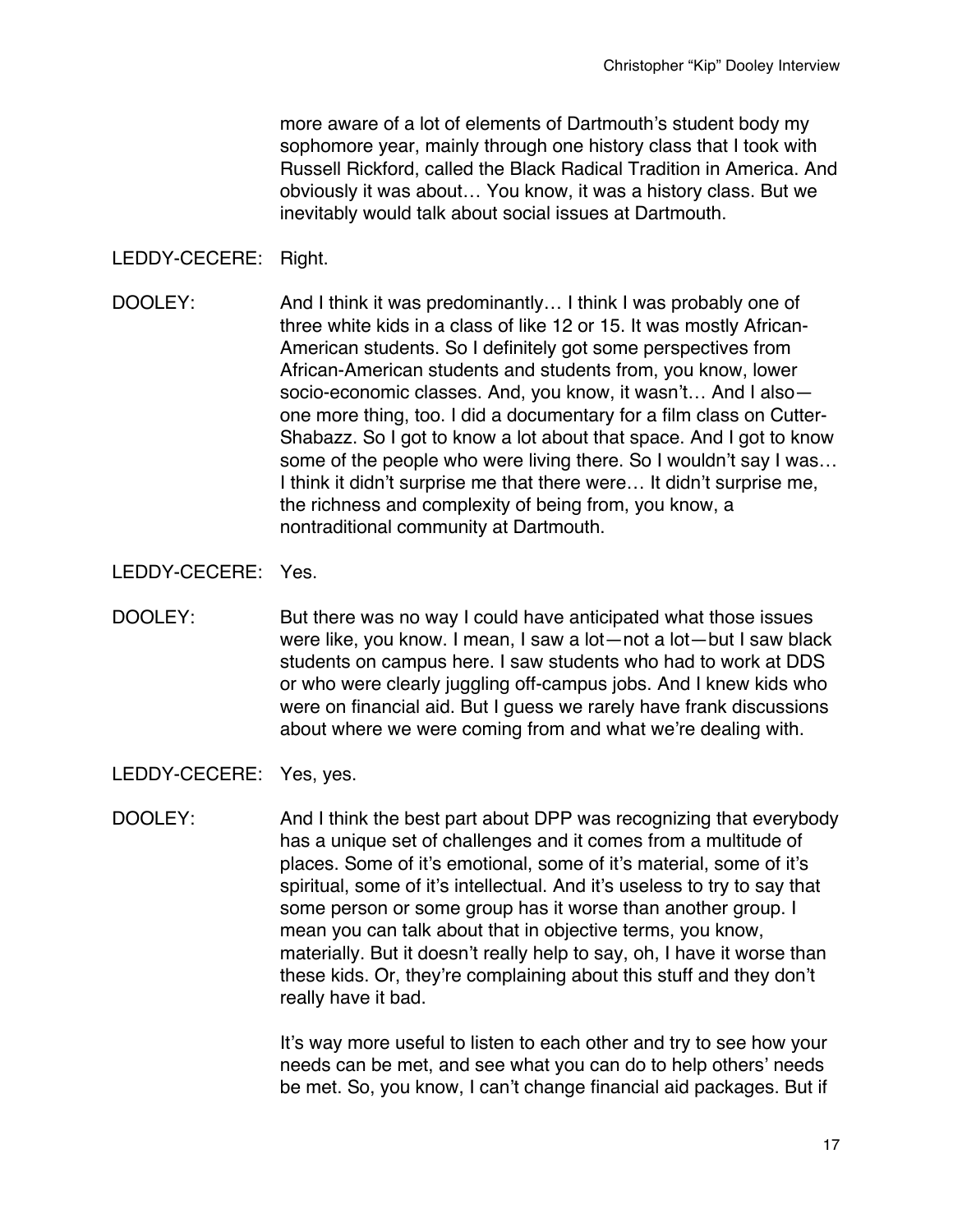more aware of a lot of elements of Dartmouth's student body my sophomore year, mainly through one history class that I took with Russell Rickford, called the Black Radical Tradition in America. And obviously it was about… You know, it was a history class. But we inevitably would talk about social issues at Dartmouth.

LEDDY-CECERE: Right.

DOOLEY: And I think it was predominantly… I think I was probably one of three white kids in a class of like 12 or 15. It was mostly African-American students. So I definitely got some perspectives from African-American students and students from, you know, lower socio-economic classes. And, you know, it wasn't… And I also—one more thing, too. I did a documentary for a film class on Cutter-Shabazz. So I got to know a lot about that space. And I got to know some of the people who were living there. So I wouldn't say I was… I think it didn't surprise me that there were… It didn't surprise me, the richness and complexity of being from, you know, a nontraditional community at Dartmouth.

LEDDY-CECERE: Yes.

DOOLEY: But there was no way I could have anticipated what those issues were like, you know. I mean, I saw a lot—not a lot—but I saw black students on campus here. I saw students who had to work at DDS or who were clearly juggling off-campus jobs. And I knew kids who were on financial aid. But I guess we rarely have frank discussions about where we were coming from and what we're dealing with.

LEDDY-CECERE: Yes, yes.

DOOLEY: And I think the best part about DPP was recognizing that everybody has a unique set of challenges and it comes from a multitude of places. Some of it's emotional, some of it's material, some of it's spiritual, some of it's intellectual. And it's useless to try to say that some person or some group has it worse than another group. I mean you can talk about that in objective terms, you know, materially. But it doesn't really help to say, oh, I have it worse than these kids. Or, they're complaining about this stuff and they don't really have it bad.

It's way more useful to listen to each other and try to see how your needs can be met, and see what you can do to help others' needs be met. So, you know, I can't change financial aid packages. But if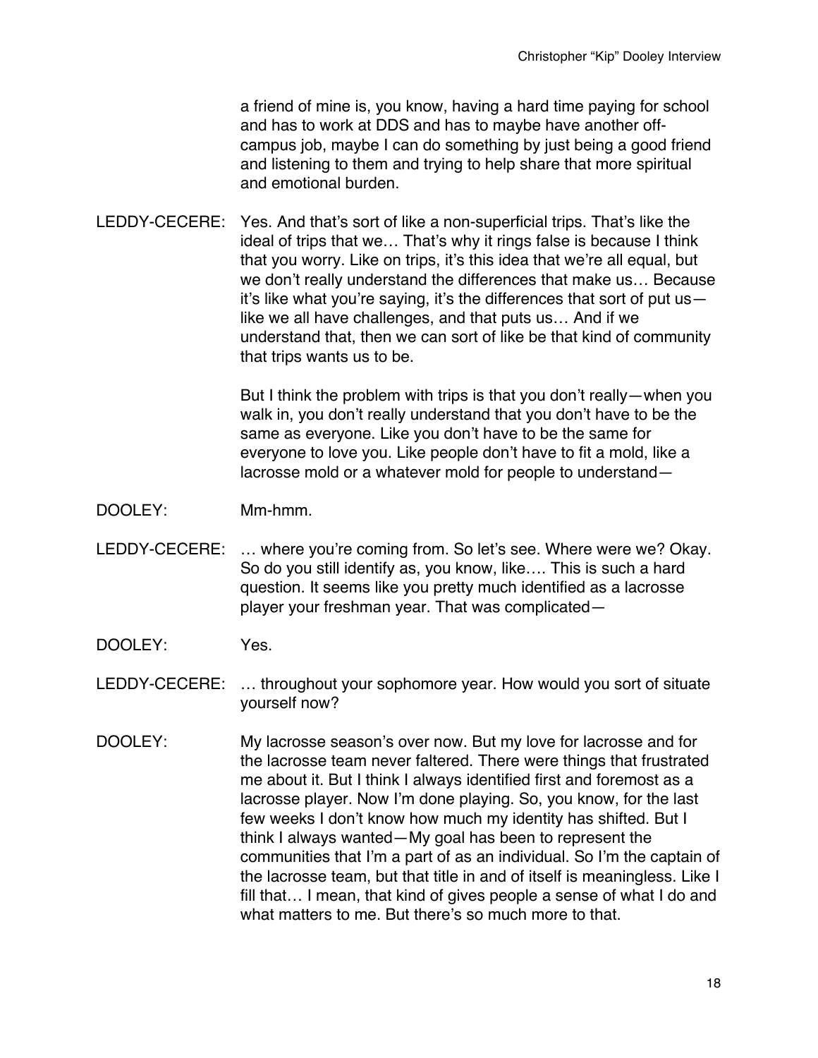a friend of mine is, you know, having a hard time paying for school and has to work at DDS and has to maybe have another off-campus job, maybe I can do something by just being a good friend and listening to them and trying to help share that more spiritual and emotional burden.

LEDDY-CECERE: Yes. And that's sort of like a non-superficial trips. That's like the ideal of trips that we… That's why it rings false is because I think that you worry. Like on trips, it's this idea that we're all equal, but we don't really understand the differences that make us… Because it's like what you're saying, it's the differences that sort of put us—like we all have challenges, and that puts us… And if we understand that, then we can sort of like be that kind of community that trips wants us to be.

But I think the problem with trips is that you don't really—when you walk in, you don't really understand that you don't have to be the same as everyone. Like you don't have to be the same for everyone to love you. Like people don't have to fit a mold, like a lacrosse mold or a whatever mold for people to understand—

DOOLEY: Mm-hmm.

LEDDY-CECERE: … where you're coming from. So let's see. Where were we? Okay. So do you still identify as, you know, like…. This is such a hard question. It seems like you pretty much identified as a lacrosse player your freshman year. That was complicated—

DOOLEY: Yes.

LEDDY-CECERE: … throughout your sophomore year. How would you sort of situate yourself now?

DOOLEY: My lacrosse season's over now. But my love for lacrosse and for the lacrosse team never faltered. There were things that frustrated me about it. But I think I always identified first and foremost as a lacrosse player. Now I'm done playing. So, you know, for the last few weeks I don't know how much my identity has shifted. But I think I always wanted—My goal has been to represent the communities that I'm a part of as an individual. So I'm the captain of the lacrosse team, but that title in and of itself is meaningless. Like I fill that… I mean, that kind of gives people a sense of what I do and what matters to me. But there's so much more to that.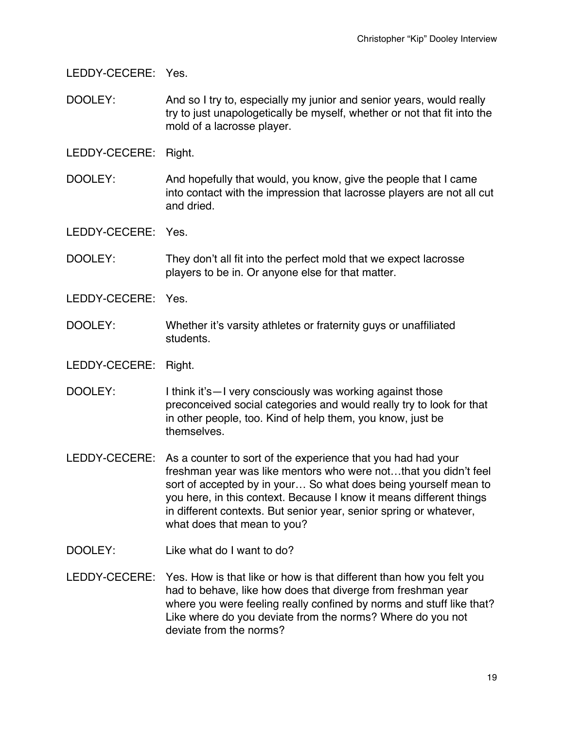LEDDY-CECERE: Yes.

DOOLEY: And so I try to, especially my junior and senior years, would really try to just unapologetically be myself, whether or not that fit into the mold of a lacrosse player.

LEDDY-CECERE: Right.

DOOLEY: And hopefully that would, you know, give the people that I came into contact with the impression that lacrosse players are not all cut and dried.

LEDDY-CECERE: Yes.

DOOLEY: They don't all fit into the perfect mold that we expect lacrosse players to be in. Or anyone else for that matter.

LEDDY-CECERE: Yes.

DOOLEY: Whether it's varsity athletes or fraternity guys or unaffiliated students.

LEDDY-CECERE: Right.

DOOLEY: I think it's—I very consciously was working against those preconceived social categories and would really try to look for that in other people, too. Kind of help them, you know, just be themselves.

LEDDY-CECERE: As a counter to sort of the experience that you had had your freshman year was like mentors who were not…that you didn't feel sort of accepted by in your… So what does being yourself mean to you here, in this context. Because I know it means different things in different contexts. But senior year, senior spring or whatever, what does that mean to you?

DOOLEY: Like what do I want to do?

LEDDY-CECERE: Yes. How is that like or how is that different than how you felt you had to behave, like how does that diverge from freshman year where you were feeling really confined by norms and stuff like that? Like where do you deviate from the norms? Where do you not deviate from the norms?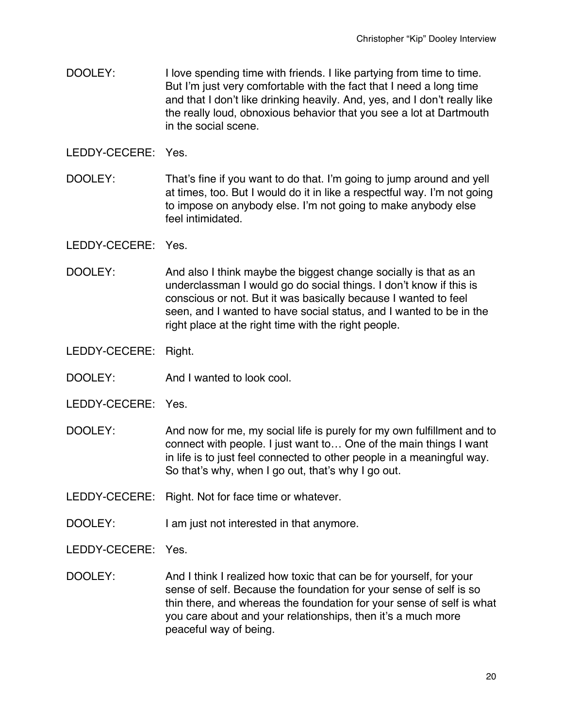DOOLEY: I love spending time with friends. I like partying from time to time. But I'm just very comfortable with the fact that I need a long time and that I don't like drinking heavily. And, yes, and I don't really like the really loud, obnoxious behavior that you see a lot at Dartmouth in the social scene.

LEDDY-CECERE: Yes.

DOOLEY: That's fine if you want to do that. I'm going to jump around and yell at times, too. But I would do it in like a respectful way. I'm not going to impose on anybody else. I'm not going to make anybody else feel intimidated.

LEDDY-CECERE: Yes.

DOOLEY: And also I think maybe the biggest change socially is that as an underclassman I would go do social things. I don't know if this is conscious or not. But it was basically because I wanted to feel seen, and I wanted to have social status, and I wanted to be in the right place at the right time with the right people.

LEDDY-CECERE: Right.

DOOLEY: And I wanted to look cool.

LEDDY-CECERE: Yes.

DOOLEY: And now for me, my social life is purely for my own fulfillment and to connect with people. I just want to… One of the main things I want in life is to just feel connected to other people in a meaningful way. So that's why, when I go out, that's why I go out.

LEDDY-CECERE: Right. Not for face time or whatever.

DOOLEY: I am just not interested in that anymore.

LEDDY-CECERE: Yes.

DOOLEY: And I think I realized how toxic that can be for yourself, for your sense of self. Because the foundation for your sense of self is so thin there, and whereas the foundation for your sense of self is what you care about and your relationships, then it's a much more peaceful way of being.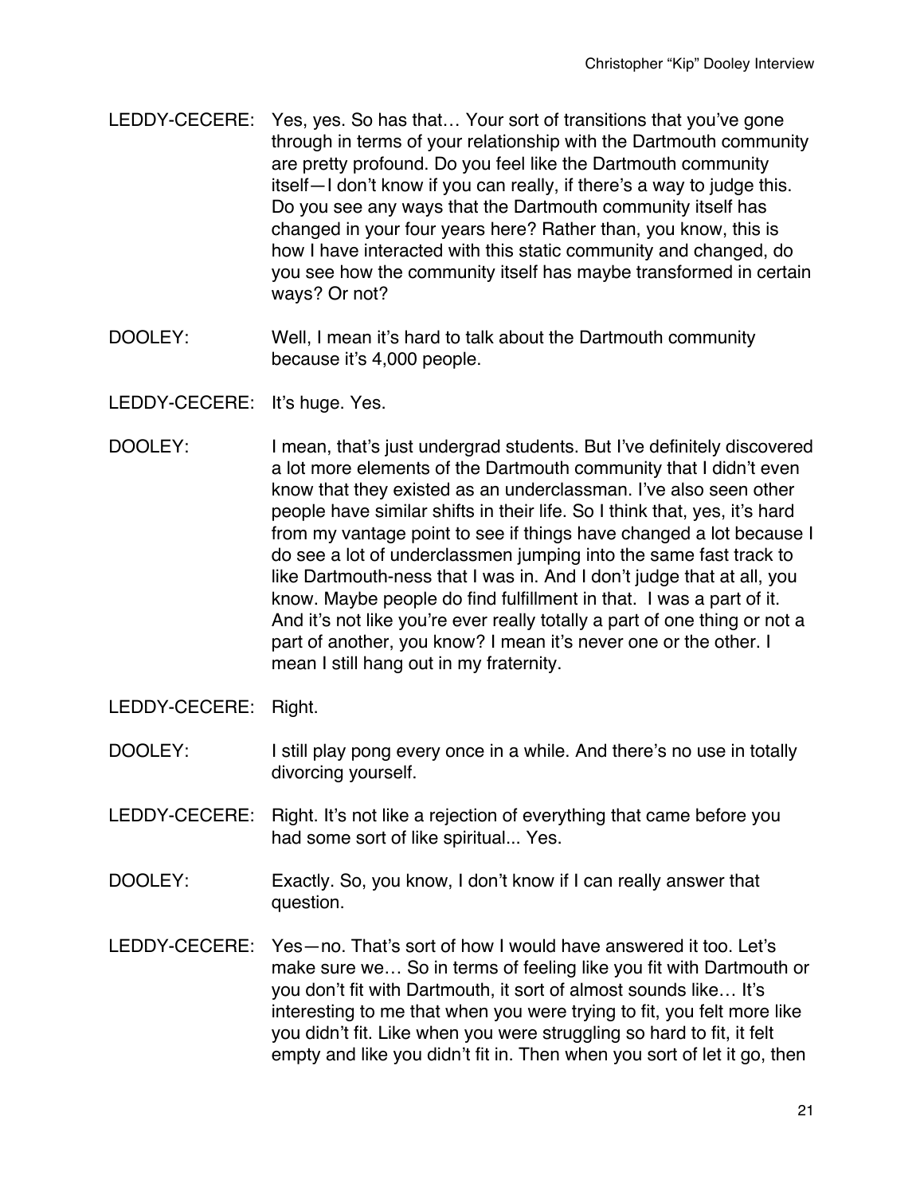LEDDY-CECERE: Yes, yes. So has that… Your sort of transitions that you've gone through in terms of your relationship with the Dartmouth community are pretty profound. Do you feel like the Dartmouth community itself—I don't know if you can really, if there's a way to judge this. Do you see any ways that the Dartmouth community itself has changed in your four years here? Rather than, you know, this is how I have interacted with this static community and changed, do you see how the community itself has maybe transformed in certain ways? Or not?

DOOLEY: Well, I mean it's hard to talk about the Dartmouth community because it's 4,000 people.

LEDDY-CECERE: It's huge. Yes.

DOOLEY: I mean, that's just undergrad students. But I've definitely discovered a lot more elements of the Dartmouth community that I didn't even know that they existed as an underclassman. I've also seen other people have similar shifts in their life. So I think that, yes, it's hard from my vantage point to see if things have changed a lot because I do see a lot of underclassmen jumping into the same fast track to like Dartmouth-ness that I was in. And I don't judge that at all, you know. Maybe people do find fulfillment in that. I was a part of it. And it's not like you're ever really totally a part of one thing or not a part of another, you know? I mean it's never one or the other. I mean I still hang out in my fraternity.

LEDDY-CECERE: Right.

DOOLEY: I still play pong every once in a while. And there's no use in totally divorcing yourself.

LEDDY-CECERE: Right. It's not like a rejection of everything that came before you had some sort of like spiritual... Yes.

DOOLEY: Exactly. So, you know, I don't know if I can really answer that question.

LEDDY-CECERE: Yes—no. That's sort of how I would have answered it too. Let's make sure we… So in terms of feeling like you fit with Dartmouth or you don't fit with Dartmouth, it sort of almost sounds like… It's interesting to me that when you were trying to fit, you felt more like you didn't fit. Like when you were struggling so hard to fit, it felt empty and like you didn't fit in. Then when you sort of let it go, then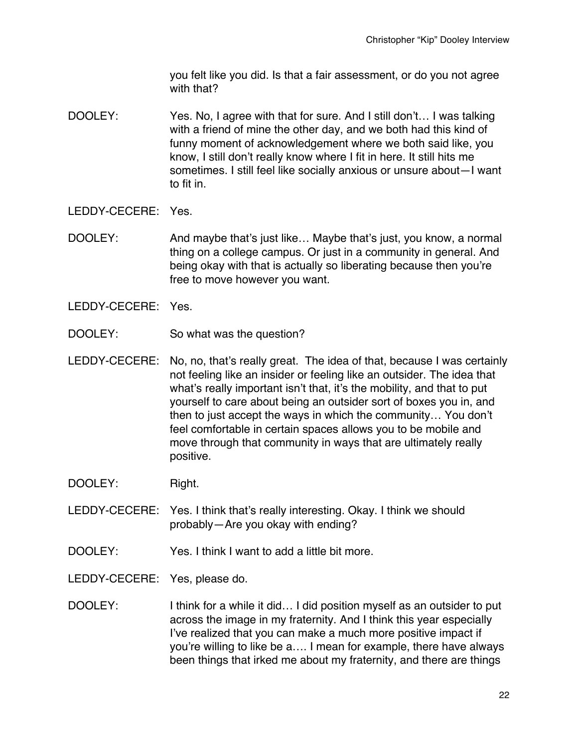you felt like you did. Is that a fair assessment, or do you not agree with that?

DOOLEY: Yes. No, I agree with that for sure. And I still don't… I was talking with a friend of mine the other day, and we both had this kind of funny moment of acknowledgement where we both said like, you know, I still don't really know where I fit in here. It still hits me sometimes. I still feel like socially anxious or unsure about—I want to fit in.

LEDDY-CECERE: Yes.

DOOLEY: And maybe that's just like… Maybe that's just, you know, a normal thing on a college campus. Or just in a community in general. And being okay with that is actually so liberating because then you're free to move however you want.

LEDDY-CECERE: Yes.

DOOLEY: So what was the question?

LEDDY-CECERE: No, no, that's really great. The idea of that, because I was certainly not feeling like an insider or feeling like an outsider. The idea that what's really important isn't that, it's the mobility, and that to put yourself to care about being an outsider sort of boxes you in, and then to just accept the ways in which the community… You don't feel comfortable in certain spaces allows you to be mobile and move through that community in ways that are ultimately really positive.

DOOLEY: Right.

LEDDY-CECERE: Yes. I think that's really interesting. Okay. I think we should probably—Are you okay with ending?

DOOLEY: Yes. I think I want to add a little bit more.

LEDDY-CECERE: Yes, please do.

DOOLEY: I think for a while it did… I did position myself as an outsider to put across the image in my fraternity. And I think this year especially I've realized that you can make a much more positive impact if you're willing to like be a…. I mean for example, there have always been things that irked me about my fraternity, and there are things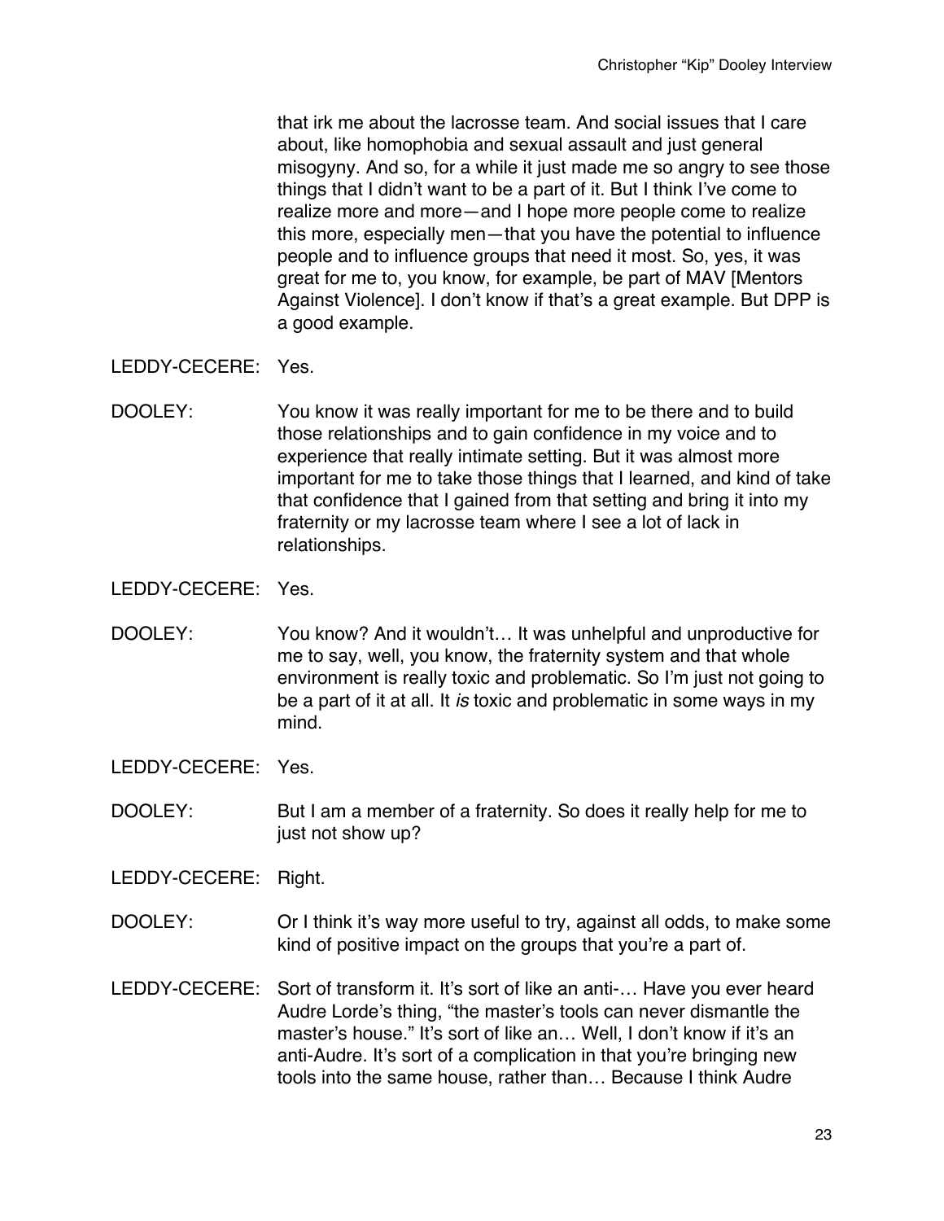that irk me about the lacrosse team. And social issues that I care about, like homophobia and sexual assault and just general misogyny. And so, for a while it just made me so angry to see those things that I didn't want to be a part of it. But I think I've come to realize more and more—and I hope more people come to realize this more, especially men—that you have the potential to influence people and to influence groups that need it most. So, yes, it was great for me to, you know, for example, be part of MAV [Mentors Against Violence]. I don't know if that's a great example. But DPP is a good example.

LEDDY-CECERE: Yes.

DOOLEY: You know it was really important for me to be there and to build those relationships and to gain confidence in my voice and to experience that really intimate setting. But it was almost more important for me to take those things that I learned, and kind of take that confidence that I gained from that setting and bring it into my fraternity or my lacrosse team where I see a lot of lack in relationships.

LEDDY-CECERE: Yes.

DOOLEY: You know? And it wouldn't… It was unhelpful and unproductive for me to say, well, you know, the fraternity system and that whole environment is really toxic and problematic. So I'm just not going to be a part of it at all. It *is* toxic and problematic in some ways in my mind.

LEDDY-CECERE: Yes.

DOOLEY: But I am a member of a fraternity. So does it really help for me to just not show up?

LEDDY-CECERE: Right.

DOOLEY: Or I think it's way more useful to try, against all odds, to make some kind of positive impact on the groups that you're a part of.

LEDDY-CECERE: Sort of transform it. It's sort of like an anti-… Have you ever heard Audre Lorde's thing, "the master's tools can never dismantle the master's house." It's sort of like an… Well, I don't know if it's an anti-Audre. It's sort of a complication in that you're bringing new tools into the same house, rather than… Because I think Audre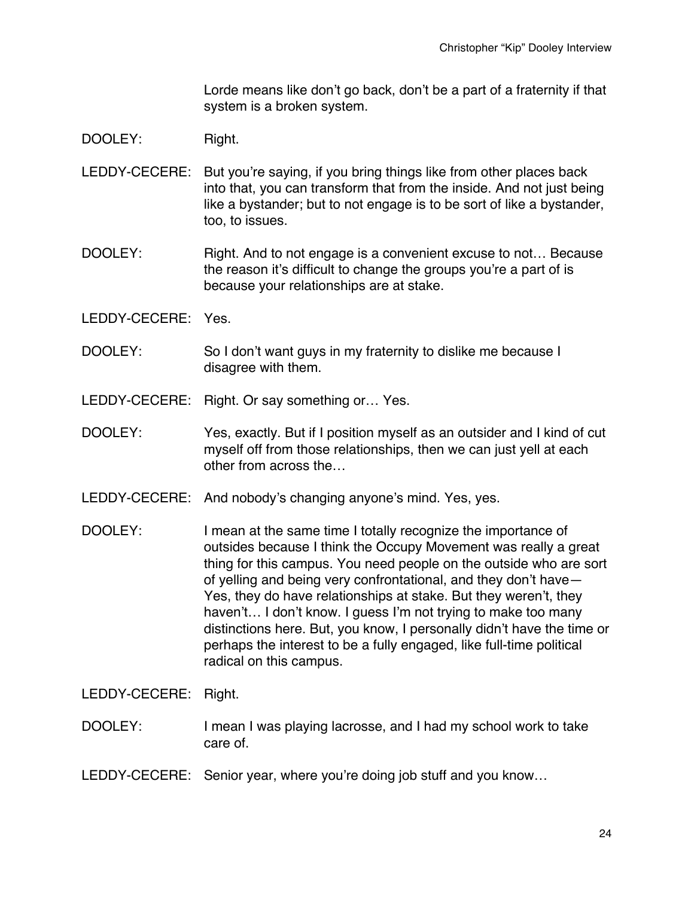Lorde means like don't go back, don't be a part of a fraternity if that system is a broken system.

DOOLEY: Right.

LEDDY-CECERE: But you're saying, if you bring things like from other places back into that, you can transform that from the inside. And not just being like a bystander; but to not engage is to be sort of like a bystander, too, to issues.

DOOLEY: Right. And to not engage is a convenient excuse to not… Because the reason it's difficult to change the groups you're a part of is because your relationships are at stake.

LEDDY-CECERE: Yes.

DOOLEY: So I don't want guys in my fraternity to dislike me because I disagree with them.

LEDDY-CECERE: Right. Or say something or… Yes.

DOOLEY: Yes, exactly. But if I position myself as an outsider and I kind of cut myself off from those relationships, then we can just yell at each other from across the…

LEDDY-CECERE: And nobody's changing anyone's mind. Yes, yes.

DOOLEY: I mean at the same time I totally recognize the importance of outsides because I think the Occupy Movement was really a great thing for this campus. You need people on the outside who are sort of yelling and being very confrontational, and they don't have— Yes, they do have relationships at stake. But they weren't, they haven't… I don't know. I guess I'm not trying to make too many distinctions here. But, you know, I personally didn't have the time or perhaps the interest to be a fully engaged, like full-time political radical on this campus.

LEDDY-CECERE: Right.

DOOLEY: I mean I was playing lacrosse, and I had my school work to take care of.

LEDDY-CECERE: Senior year, where you're doing job stuff and you know…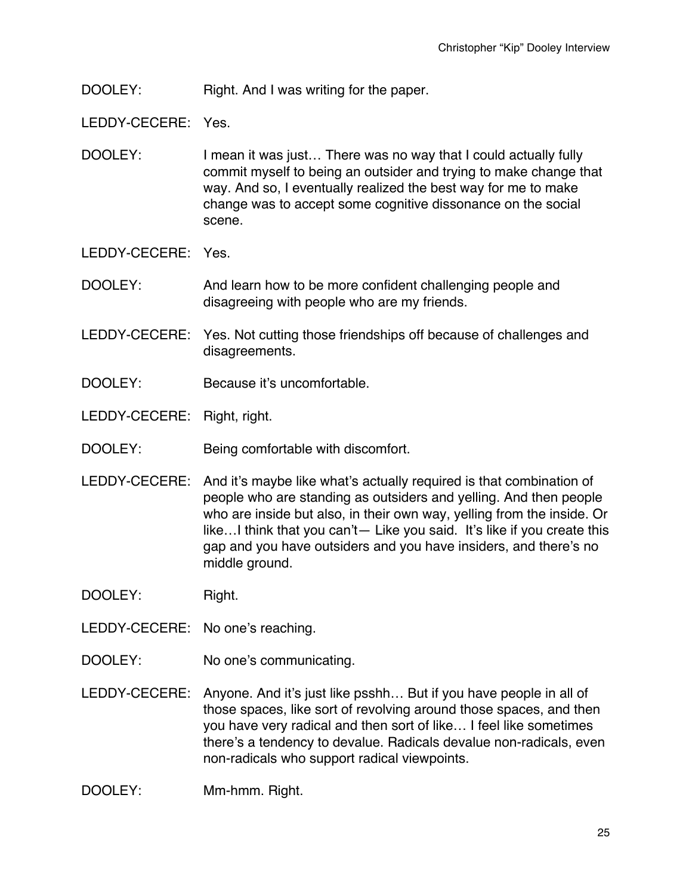DOOLEY: Right. And I was writing for the paper.

LEDDY-CECERE: Yes.

DOOLEY: I mean it was just… There was no way that I could actually fully commit myself to being an outsider and trying to make change that way. And so, I eventually realized the best way for me to make change was to accept some cognitive dissonance on the social scene.

LEDDY-CECERE: Yes.

DOOLEY: And learn how to be more confident challenging people and disagreeing with people who are my friends.

LEDDY-CECERE: Yes. Not cutting those friendships off because of challenges and disagreements.

DOOLEY: Because it's uncomfortable.

LEDDY-CECERE: Right, right.

DOOLEY: Being comfortable with discomfort.

LEDDY-CECERE: And it's maybe like what's actually required is that combination of people who are standing as outsiders and yelling. And then people who are inside but also, in their own way, yelling from the inside. Or like…I think that you can't— Like you said. It's like if you create this gap and you have outsiders and you have insiders, and there's no middle ground.

DOOLEY: Right.

LEDDY-CECERE: No one's reaching.

DOOLEY: No one's communicating.

LEDDY-CECERE: Anyone. And it's just like psshh… But if you have people in all of those spaces, like sort of revolving around those spaces, and then you have very radical and then sort of like… I feel like sometimes there's a tendency to devalue. Radicals devalue non-radicals, even non-radicals who support radical viewpoints.

DOOLEY: Mm-hmm. Right.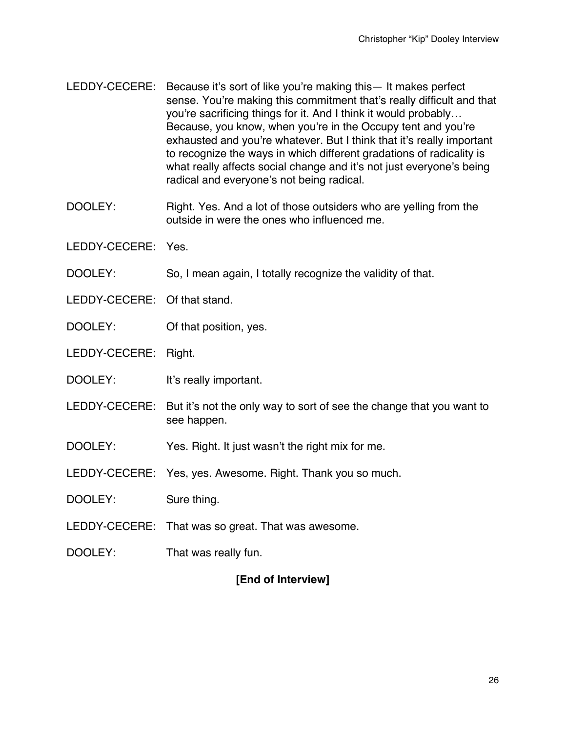LEDDY-CECERE: Because it's sort of like you're making this— It makes perfect sense. You're making this commitment that's really difficult and that you're sacrificing things for it. And I think it would probably… Because, you know, when you're in the Occupy tent and you're exhausted and you're whatever. But I think that it's really important to recognize the ways in which different gradations of radicality is what really affects social change and it's not just everyone's being radical and everyone's not being radical.

DOOLEY: Right. Yes. And a lot of those outsiders who are yelling from the outside in were the ones who influenced me.

LEDDY-CECERE: Yes.

DOOLEY: So, I mean again, I totally recognize the validity of that.

LEDDY-CECERE: Of that stand.

DOOLEY: Of that position, yes.

LEDDY-CECERE: Right.

DOOLEY: It's really important.

LEDDY-CECERE: But it's not the only way to sort of see the change that you want to see happen.

DOOLEY: Yes. Right. It just wasn't the right mix for me.

LEDDY-CECERE: Yes, yes. Awesome. Right. Thank you so much.

DOOLEY: Sure thing.

LEDDY-CECERE: That was so great. That was awesome.

DOOLEY: That was really fun.

**[End of Interview]**